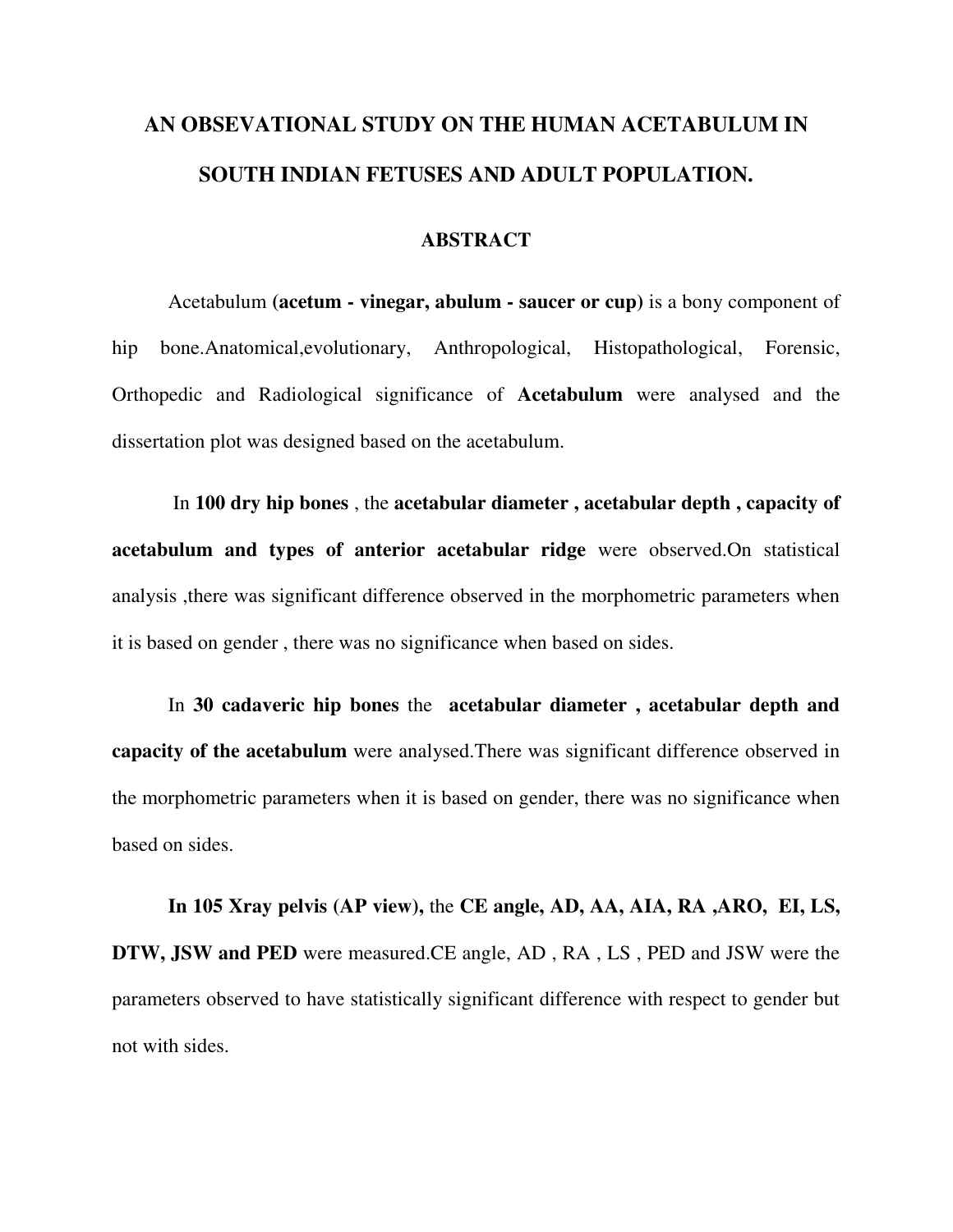# AN OBSEVATIONAL STUDY ON THE HUMAN ACETABULUM IN SOUTH INDIAN FETUSES AND ADULT POPULATION.

## ABSTRACT

Acetabulum **(acetum - vinegar, abulum - saucer or cup)** is a bony component of hip bone.Anatomical,evolutionary, Anthropological, Histopathological, Forensic, Orthopedic and Radiological significance of **Acetabulum** were analysed and the dissertation plot was designed based on the acetabulum.

In **100 dry hip bones** , the **acetabular diameter , acetabular depth , capacity of acetabulum and types of anterior acetabular ridge** were observed.On statistical analysis ,there was significant difference observed in the morphometric parameters when it is based on gender , there was no significance when based on sides.

In **30 cadaveric hip bones** the **acetabular diameter , acetabular depth and capacity of the acetabulum** were analysed.There was significant difference observed in the morphometric parameters when it is based on gender, there was no significance when based on sides.

**In 105 Xray pelvis (AP view),** the **CE angle, AD, AA, AIA, RA ,ARO, EI, LS, DTW, JSW and PED** were measured.CE angle, AD , RA , LS , PED and JSW were the parameters observed to have statistically significant difference with respect to gender but not with sides.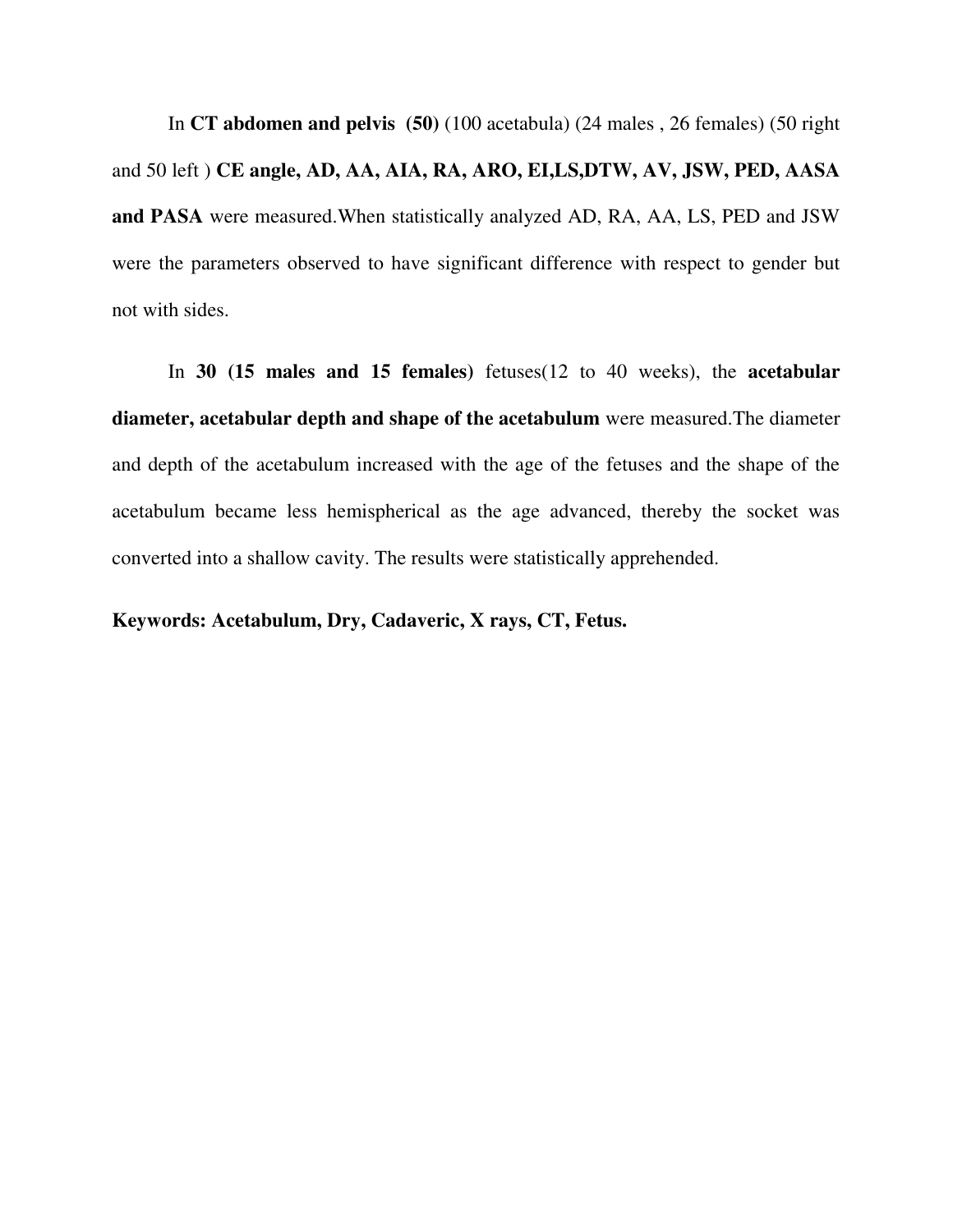In **CT abdomen and pelvis (50)** (100 acetabula) (24 males , 26 females) (50 right and 50 left ) **CE angle, AD, AA, AIA, RA, ARO, EI,LS,DTW, AV, JSW, PED, AASA and PASA** were measured.When statistically analyzed AD, RA, AA, LS, PED and JSW were the parameters observed to have significant difference with respect to gender but not with sides.

In **30 (15 males and 15 females)** fetuses(12 to 40 weeks), the **acetabular diameter, acetabular depth and shape of the acetabulum** were measured.The diameter and depth of the acetabulum increased with the age of the fetuses and the shape of the acetabulum became less hemispherical as the age advanced, thereby the socket was converted into a shallow cavity. The results were statistically apprehended.

**Keywords: Acetabulum, Dry, Cadaveric, X rays, CT, Fetus.**